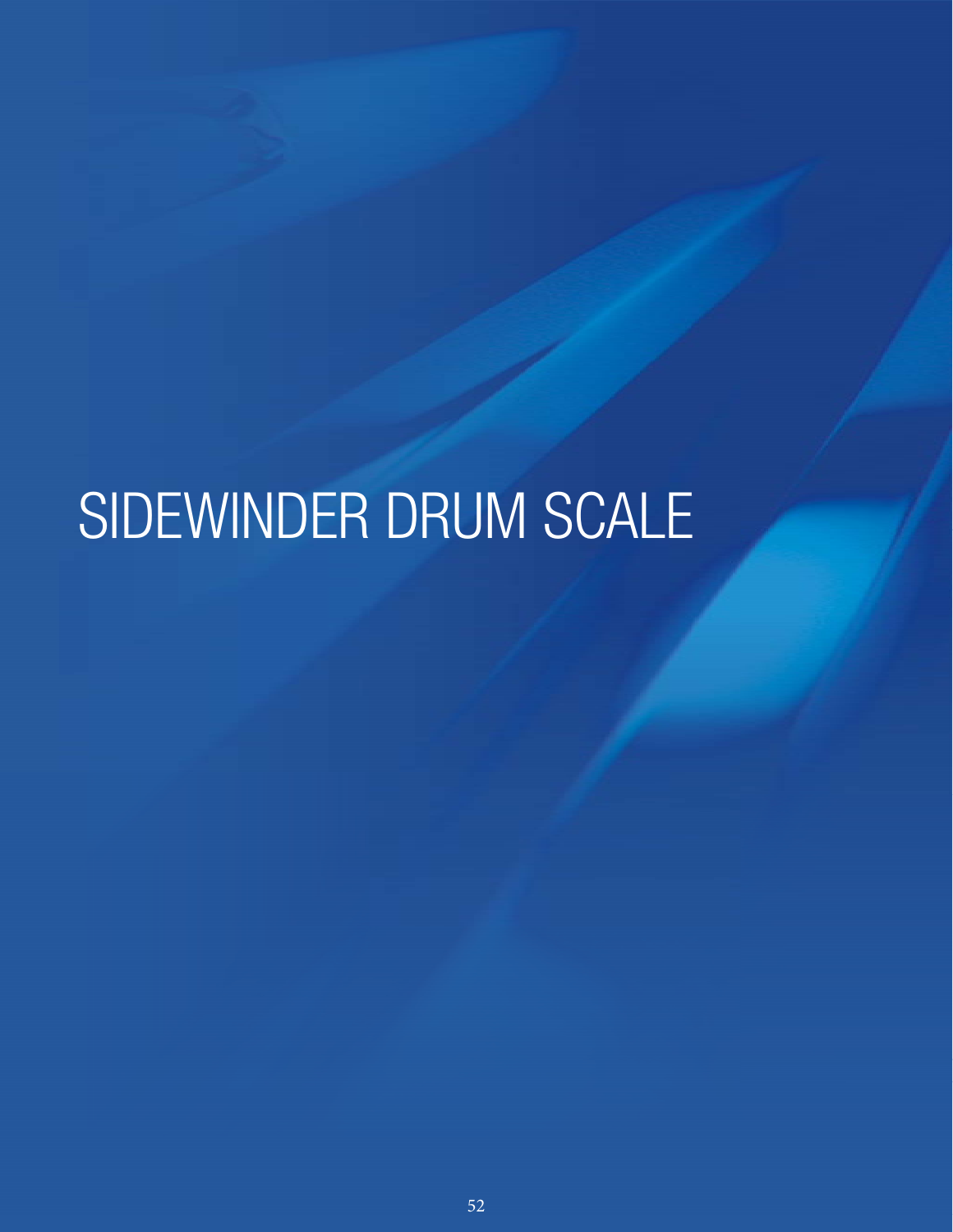# SIDEWINDER DRUM SCALE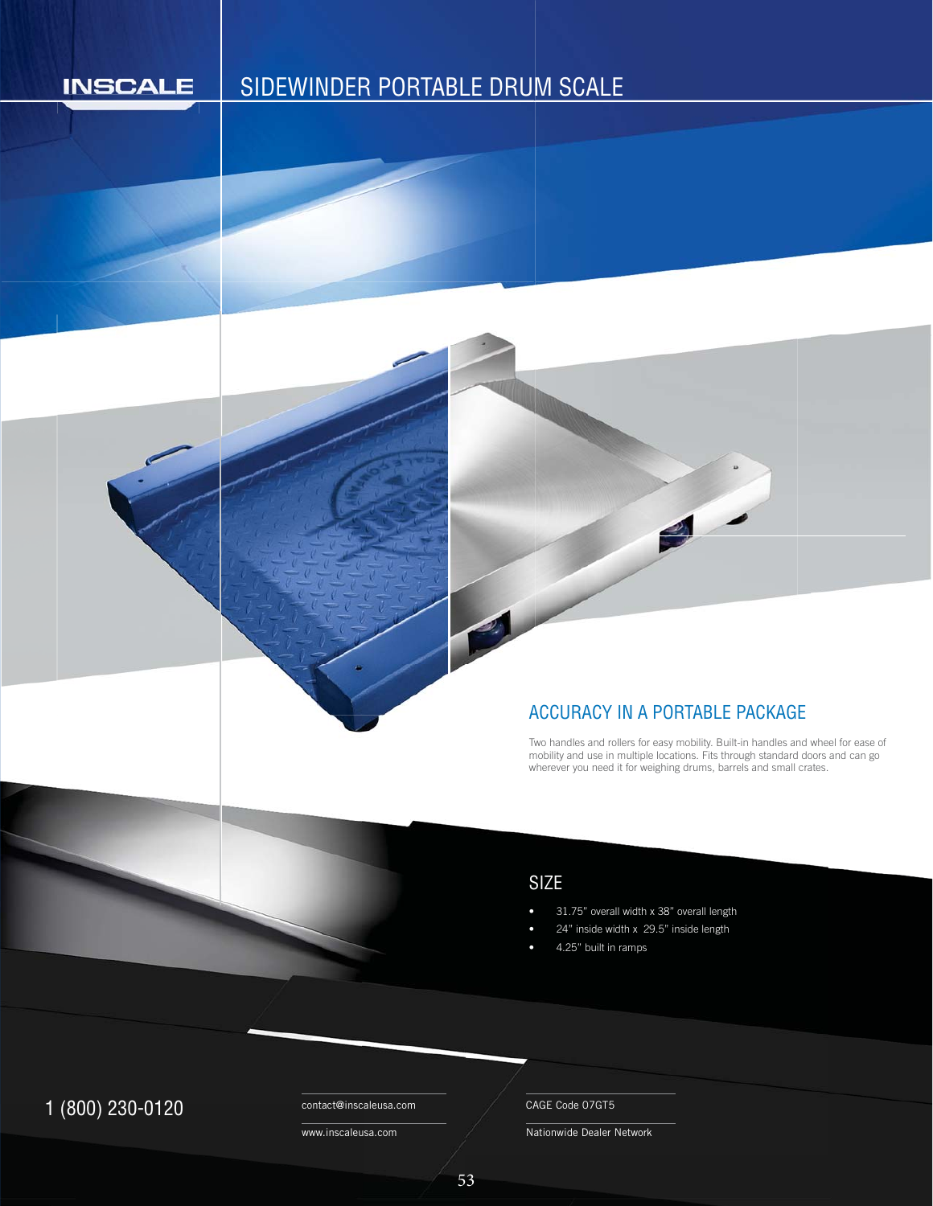INSCALE

# SIDEWINDER PORTABLE DRUM SCALE

## ACCURACY IN A PORTABLE PACKAGE

Two handles and rollers for easy mobility. Built-in handles and wheel for ease of mobility and use in multiple locations. Fits through standard doors and can go wherever you need it for weighing drums, barrels and small crates.

## SIZE

- 31.75" overall width x 38" overall length
- 24" inside width x 29.5" inside length
- 4.25" built in ramps

1 (800) 230-0120

contact@inscaleusa.com

www.inscaleusa.com

CAGE Code 07GT5

Nationwide Dealer Network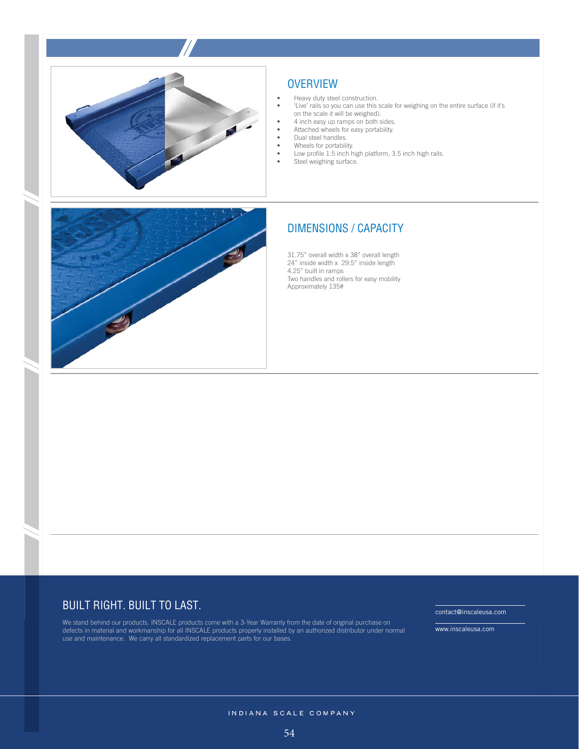## OVERVIEW

- Heavy duty steel construction.
- 'Live' rails so you can use this scale for weighing on the entire surface (if it's on the scale it will be weighed).
- 4 inch easy up ramps on both sides.
- Attached wheels for easy portability.
- Dual steel handles.
- Wheels for portability.
- Low profile 1.5 inch high platform, 3.5 inch high rails.
- Steel weighing surface.

## DIMENSIONS / CAPACITY

31.75" overall width x 38" overall length
24" inside width x 29.5" inside length
4.25" built in ramps
Two handles and rollers for easy mobility
Approximately 135#

## BUILT RIGHT. BUILT TO LAST.

We stand behind our products. INSCALE products come with a 3-Year Warranty from the date of original purchase on defects in material and workmanship for all INSCALE products properly installed by an authorized distributor under normal use and maintenance. We carry all standardized replacement parts for our bases.

contact@inscaleusa.com

www.inscaleusa.com

INDIANA SCALE COMPANY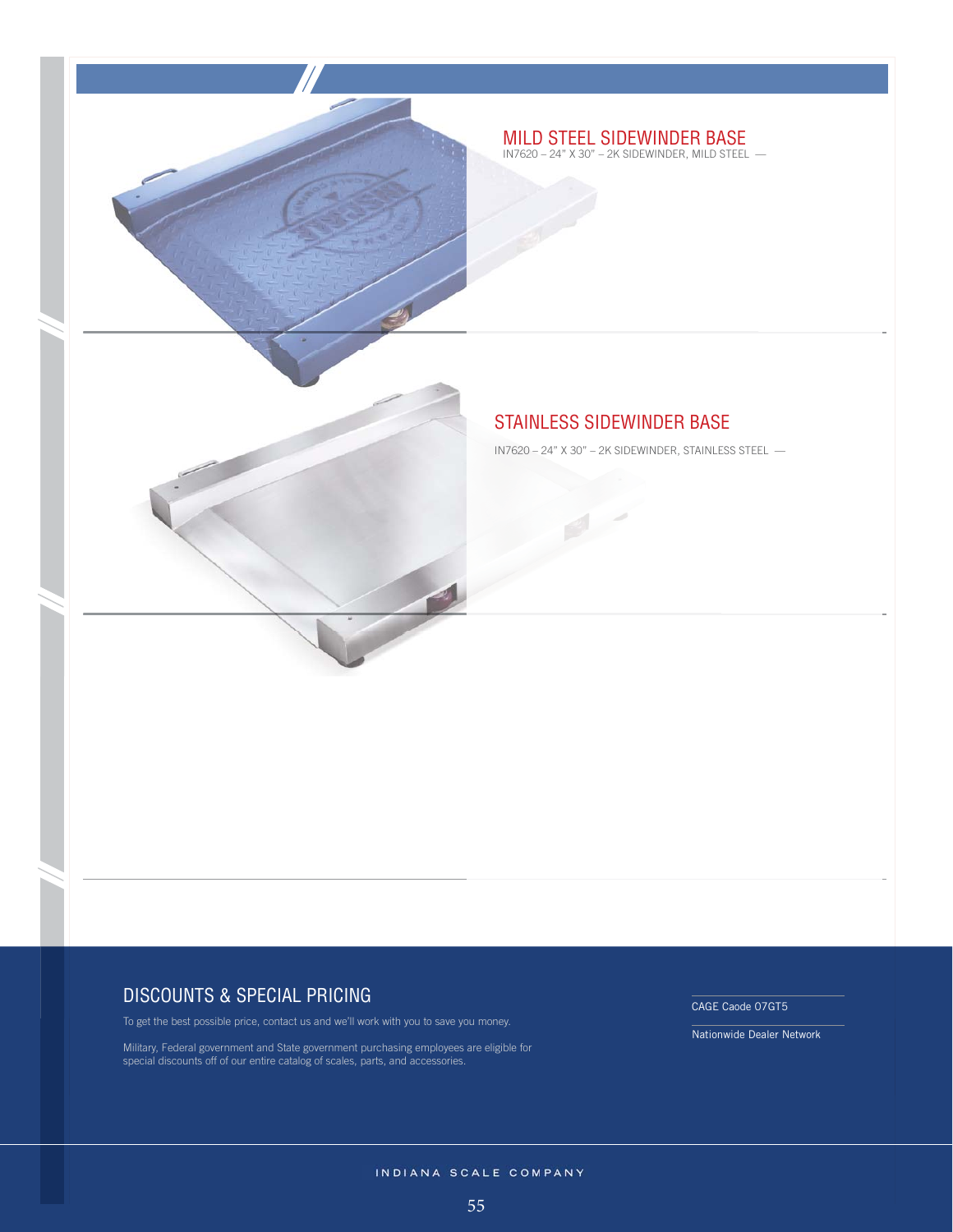## MILD STEEL SIDEWINDER BASE

IN7620 – 24" X 30" – 2K SIDEWINDER, MILD STEEL —

## STAINLESS SIDEWINDER BASE

IN7620 – 24" X 30" – 2K SIDEWINDER, STAINLESS STEEL —

## DISCOUNTS & SPECIAL PRICING

To get the best possible price, contact us and we'll work with you to save you money.

Military, Federal government and State government purchasing employees are eligible for special discounts off of our entire catalog of scales, parts, and accessories.

CAGE Caode 07GT5

Nationwide Dealer Network

INDIANA SCALE COMPANY